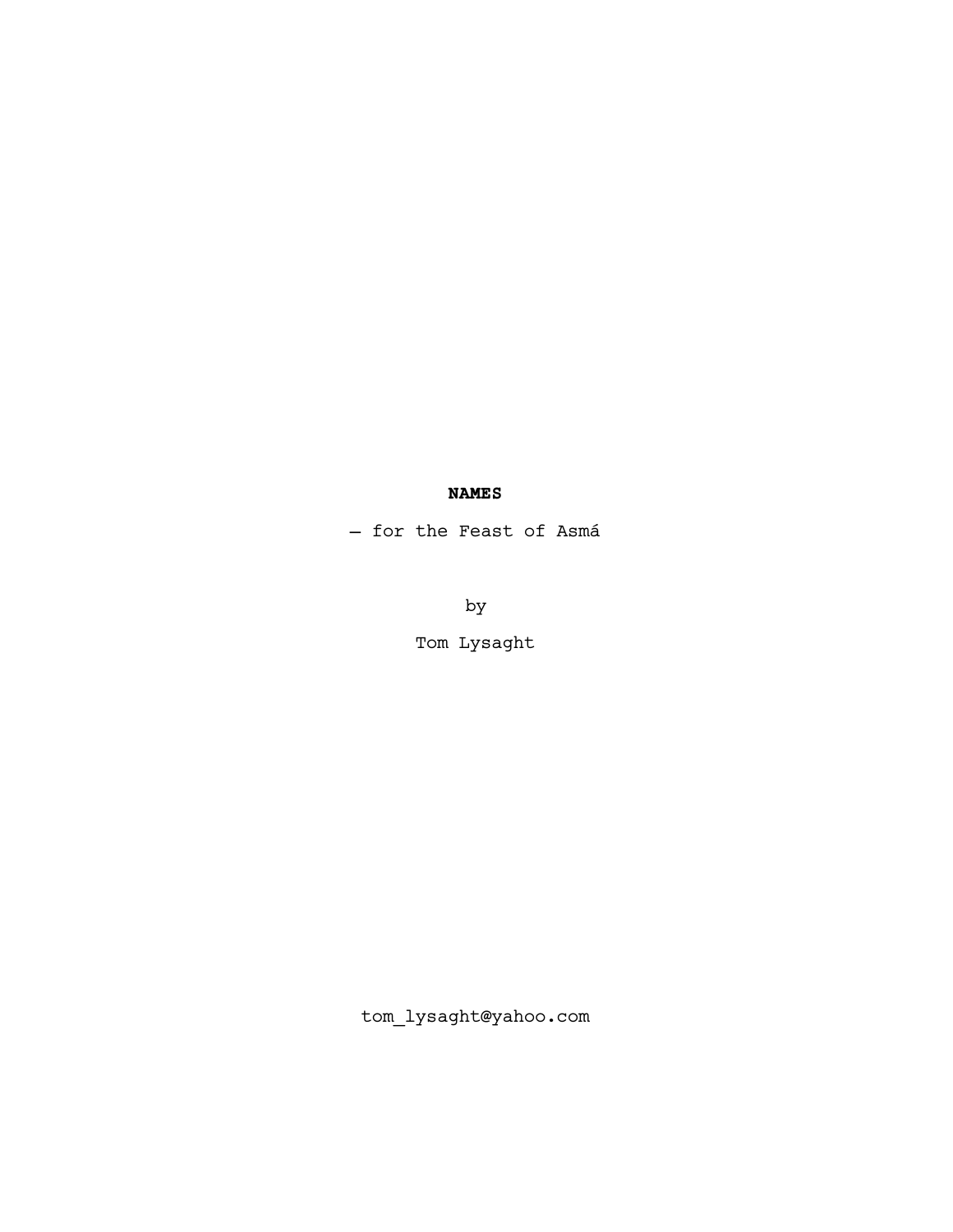**NAMES**

— for the Feast of Asmá

by

Tom Lysaght

tom_lysaght@yahoo.com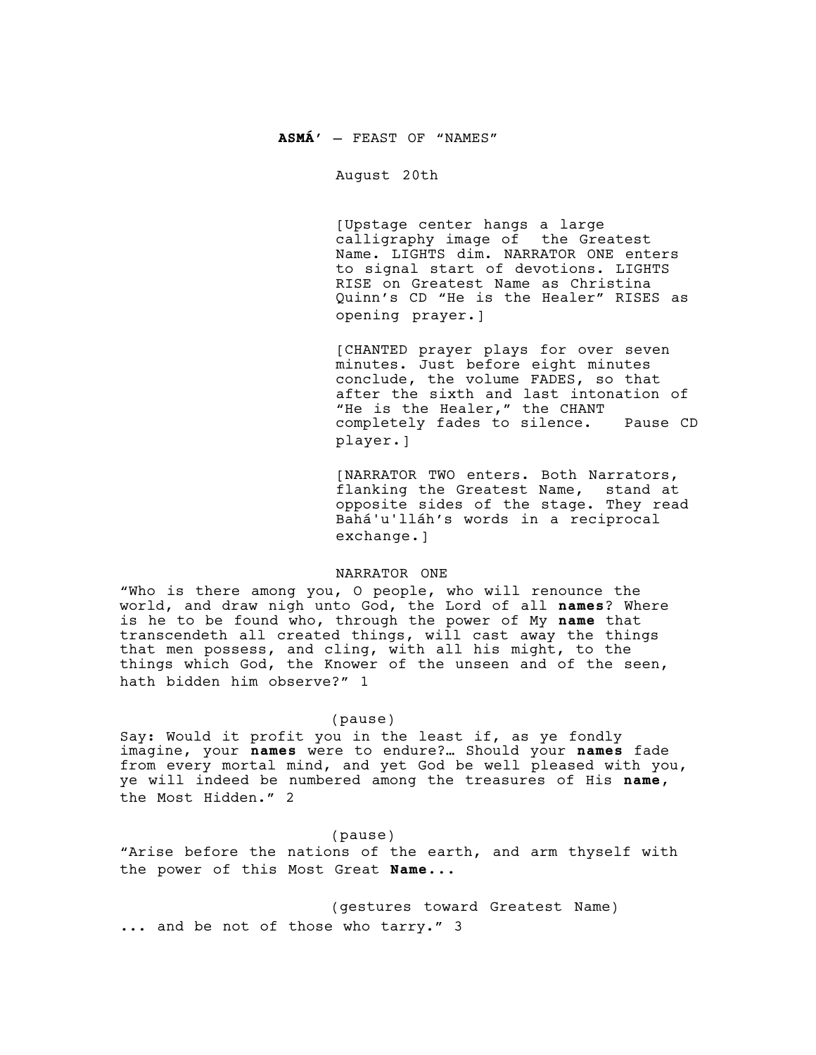**ASMÁ**' – FEAST OF "NAMES"

August 20th

[Upstage center hangs a large calligraphy image of the Greatest Name. LIGHTS dim. NARRATOR ONE enters to signal start of devotions. LIGHTS RISE on Greatest Name as Christina Quinn's CD "He is the Healer" RISES as opening prayer.]

[CHANTED prayer plays for over seven minutes. Just before eight minutes conclude, the volume FADES, so that after the sixth and last intonation of "He is the Healer," the CHANT completely fades to silence. Pause CD player.]

[NARRATOR TWO enters. Both Narrators, flanking the Greatest Name, stand at opposite sides of the stage. They read Bahá'u'lláh's words in a reciprocal exchange.]

NARRATOR ONE

"Who is there among you, O people, who will renounce the world, and draw nigh unto God, the Lord of all **names**? Where is he to be found who, through the power of My **name** that transcendeth all created things, will cast away the things that men possess, and cling, with all his might, to the things which God, the Knower of the unseen and of the seen, hath bidden him observe?" 1

(pause)

Say: Would it profit you in the least if, as ye fondly imagine, your **names** were to endure?… Should your **names** fade from every mortal mind, and yet God be well pleased with you, ye will indeed be numbered among the treasures of His **name**, the Most Hidden." 2

(pause)

"Arise before the nations of the earth, and arm thyself with the power of this Most Great **Name...**

(gestures toward Greatest Name)

**...** and be not of those who tarry." 3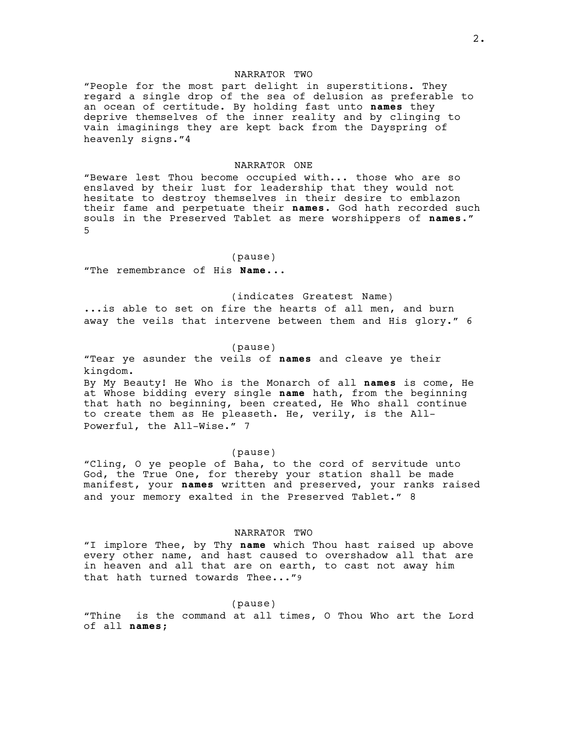NARRATOR TWO

"People for the most part delight in superstitions. They regard a single drop of the sea of delusion as preferable to an ocean of certitude. By holding fast unto **names** they deprive themselves of the inner reality and by clinging to vain imaginings they are kept back from the Dayspring of heavenly signs."[4]

NARRATOR ONE

"Beware lest Thou become occupied with... those who are so enslaved by their lust for leadership that they would not hesitate to destroy themselves in their desire to emblazon their fame and perpetuate their **names**. God hath recorded such souls in the Preserved Tablet as mere worshippers of **names**." [5]

(pause)

"The remembrance of His **Name**...

(indicates Greatest Name)

...is able to set on fire the hearts of all men, and burn away the veils that intervene between them and His glory." [6]

(pause)

"Tear ye asunder the veils of **names** and cleave ye their kingdom.
By My Beauty! He Who is the Monarch of all **names** is come, He at Whose bidding every single **name** hath, from the beginning that hath no beginning, been created, He Who shall continue to create them as He pleaseth. He, verily, is the All-Powerful, the All-Wise." [7]

(pause)

"Cling, O ye people of Baha, to the cord of servitude unto God, the True One, for thereby your station shall be made manifest, your **names** written and preserved, your ranks raised and your memory exalted in the Preserved Tablet." [8]

NARRATOR TWO

"I implore Thee, by Thy **name** which Thou hast raised up above every other name, and hast caused to overshadow all that are in heaven and all that are on earth, to cast not away him that hath turned towards Thee..."[9]

(pause)

"Thine is the command at all times, O Thou Who art the Lord of all **names**;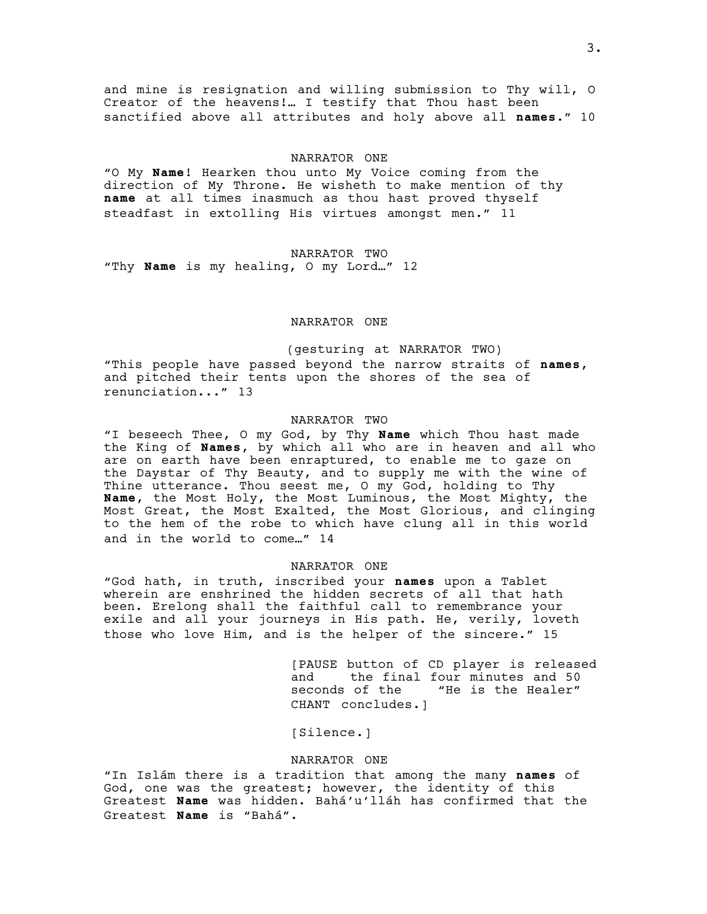and mine is resignation and willing submission to Thy will, O Creator of the heavens!… I testify that Thou hast been sanctified above all attributes and holy above all **names**.” 10

NARRATOR ONE

“O My **Name**! Hearken thou unto My Voice coming from the direction of My Throne. He wisheth to make mention of thy **name** at all times inasmuch as thou hast proved thyself steadfast in extolling His virtues amongst men.” 11

NARRATOR TWO

“Thy **Name** is my healing, O my Lord…” 12

NARRATOR ONE

(gesturing at NARRATOR TWO)

“This people have passed beyond the narrow straits of **names**, and pitched their tents upon the shores of the sea of renunciation...” 13

NARRATOR TWO

“I beseech Thee, O my God, by Thy **Name** which Thou hast made the King of **Names**, by which all who are in heaven and all who are on earth have been enraptured, to enable me to gaze on the Daystar of Thy Beauty, and to supply me with the wine of Thine utterance. Thou seest me, O my God, holding to Thy **Name**, the Most Holy, the Most Luminous, the Most Mighty, the Most Great, the Most Exalted, the Most Glorious, and clinging to the hem of the robe to which have clung all in this world and in the world to come…” 14

NARRATOR ONE

“God hath, in truth, inscribed your **names** upon a Tablet wherein are enshrined the hidden secrets of all that hath been. Erelong shall the faithful call to remembrance your exile and all your journeys in His path. He, verily, loveth those who love Him, and is the helper of the sincere.” 15

[PAUSE button of CD player is released and the final four minutes and 50 seconds of the “He is the Healer” CHANT concludes.]

[Silence.]

NARRATOR ONE

“In Islám there is a tradition that among the many **names** of God, one was the greatest; however, the identity of this Greatest **Name** was hidden. Bahá’u’lláh has confirmed that the Greatest **Name** is “Bahá”.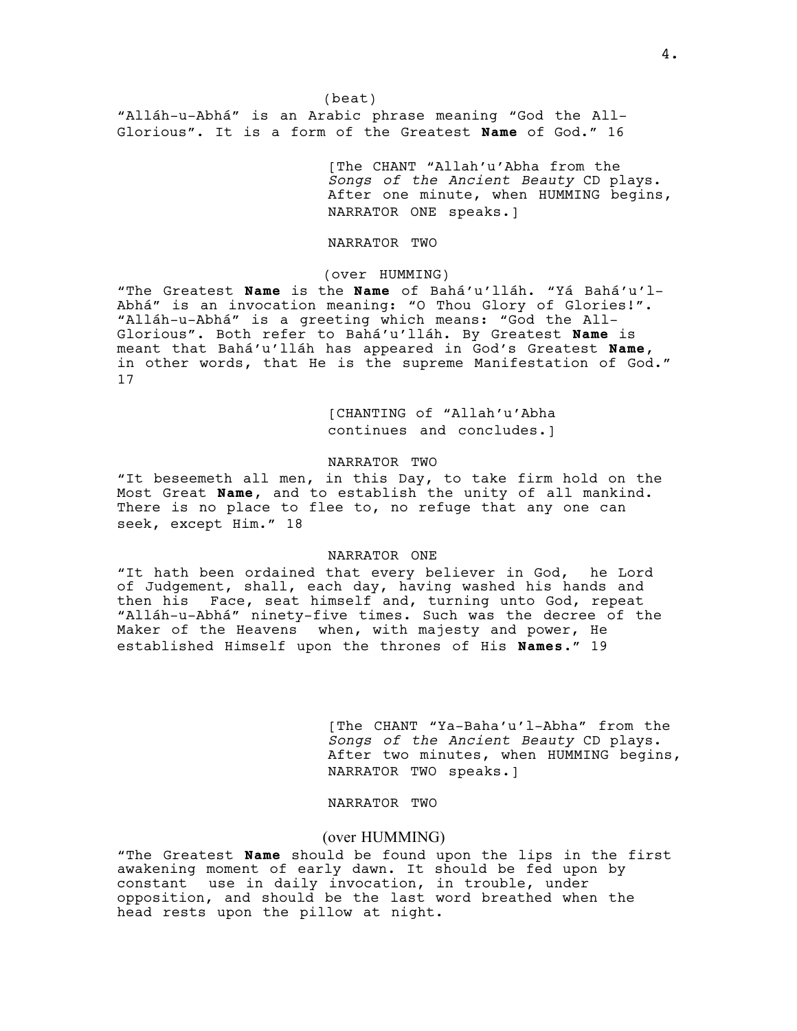(beat)

"Alláh-u-Abhá" is an Arabic phrase meaning "God the All-Glorious". It is a form of the Greatest **Name** of God." 16

[The CHANT "Allah'u'Abha from the *Songs of the Ancient Beauty* CD plays. After one minute, when HUMMING begins, NARRATOR ONE speaks.]

NARRATOR TWO

(over HUMMING)

"The Greatest **Name** is the **Name** of Bahá'u'lláh. "Yá Bahá'u'l-Abhá" is an invocation meaning: "O Thou Glory of Glories!". "Alláh-u-Abhá" is a greeting which means: "God the All-Glorious". Both refer to Bahá'u'lláh. By Greatest **Name** is meant that Bahá'u'lláh has appeared in God's Greatest **Name**, in other words, that He is the supreme Manifestation of God." 17

[CHANTING of "Allah'u'Abha continues and concludes.]

NARRATOR TWO

"It beseemeth all men, in this Day, to take firm hold on the Most Great **Name**, and to establish the unity of all mankind. There is no place to flee to, no refuge that any one can seek, except Him." 18

NARRATOR ONE

"It hath been ordained that every believer in God, he Lord of Judgement, shall, each day, having washed his hands and then his Face, seat himself and, turning unto God, repeat "Alláh-u-Abhá" ninety-five times. Such was the decree of the Maker of the Heavens when, with majesty and power, He established Himself upon the thrones of His **Names**." 19

[The CHANT "Ya-Baha'u'l-Abha" from the *Songs of the Ancient Beauty* CD plays. After two minutes, when HUMMING begins, NARRATOR TWO speaks.]

NARRATOR TWO

(over HUMMING)

"The Greatest **Name** should be found upon the lips in the first awakening moment of early dawn. It should be fed upon by constant use in daily invocation, in trouble, under opposition, and should be the last word breathed when the head rests upon the pillow at night.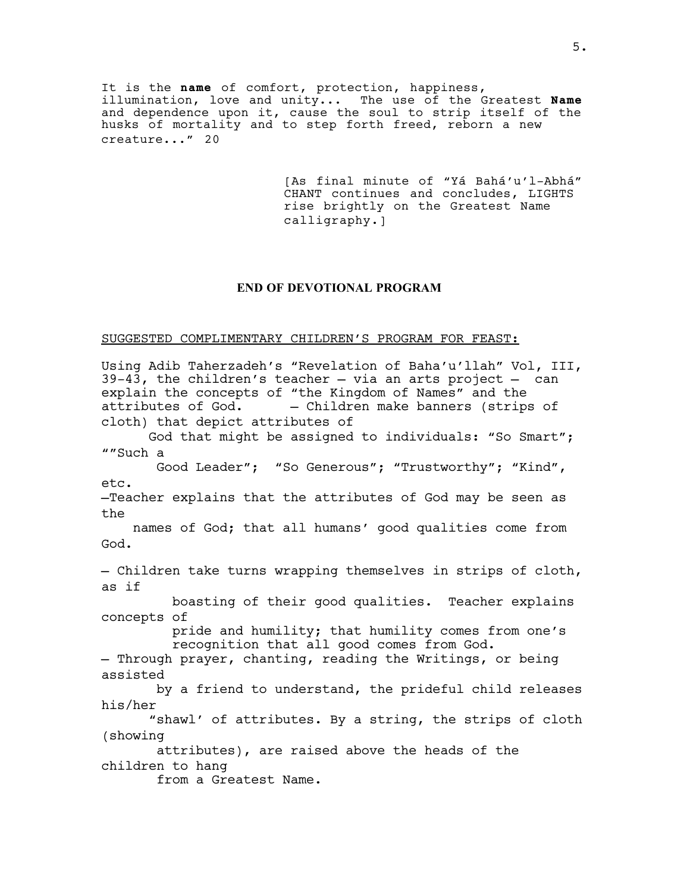It is the **name** of comfort, protection, happiness, illumination, love and unity... The use of the Greatest **Name** and dependence upon it, cause the soul to strip itself of the husks of mortality and to step forth freed, reborn a new creature...” 20

[As final minute of “Yá Bahá’u’l-Abhá” CHANT continues and concludes, LIGHTS rise brightly on the Greatest Name calligraphy.]

**END OF DEVOTIONAL PROGRAM**

SUGGESTED COMPLIMENTARY CHILDREN’S PROGRAM FOR FEAST:

Using Adib Taherzadeh’s “Revelation of Baha’u’llah” Vol, III, 39-43, the children’s teacher – via an arts project – can explain the concepts of “the Kingdom of Names” and the attributes of God.

– Children make banners (strips of cloth) that depict attributes of God that might be assigned to individuals: “So Smart”; “”Such a Good Leader”; “So Generous”; “Trustworthy”; “Kind”, etc.

–Teacher explains that the attributes of God may be seen as the names of God; that all humans’ good qualities come from God.

– Children take turns wrapping themselves in strips of cloth, as if boasting of their good qualities. Teacher explains concepts of pride and humility; that humility comes from one’s recognition that all good comes from God.

– Through prayer, chanting, reading the Writings, or being assisted by a friend to understand, the prideful child releases his/her “shawl’ of attributes. By a string, the strips of cloth (showing attributes), are raised above the heads of the children to hang from a Greatest Name.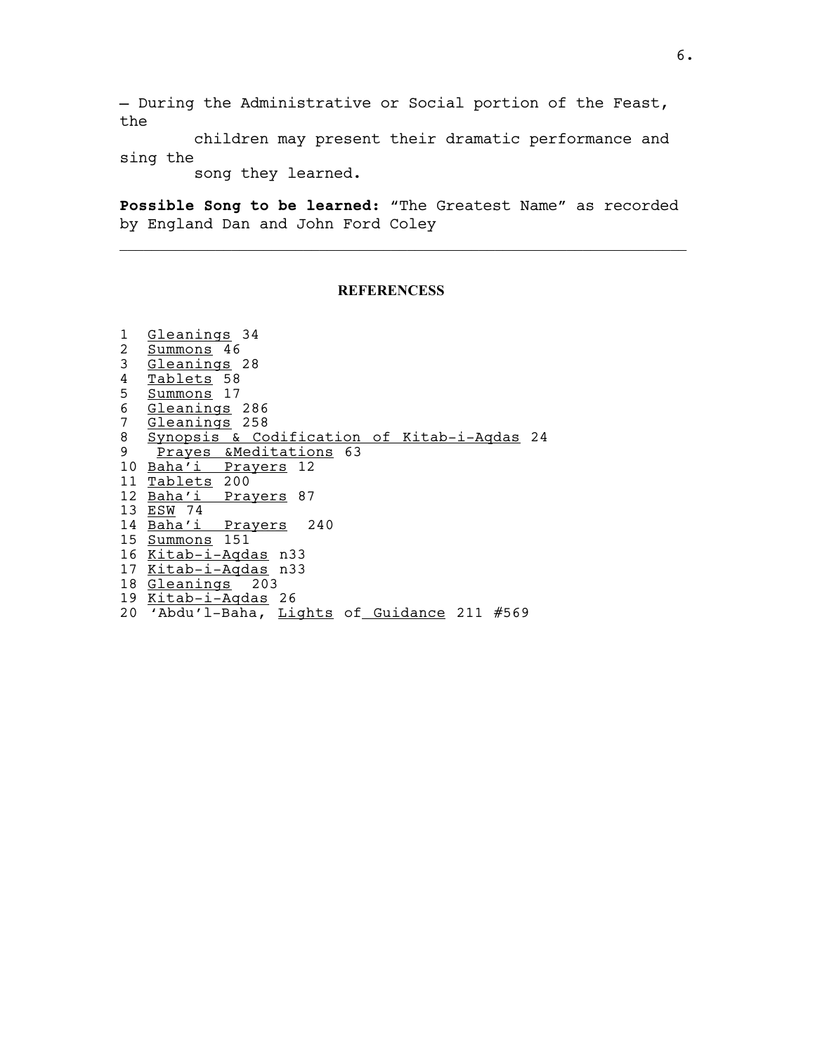– During the Administrative or Social portion of the Feast, the children may present their dramatic performance and sing the song they learned.

**Possible Song to be learned:** "The Greatest Name" as recorded by England Dan and John Ford Coley

---

**REFERENCESS**

1 Gleanings 34
2 Summons 46
3 Gleanings 28
4 Tablets 58
5 Summons 17
6 Gleanings 286
7 Gleanings 258
8 Synopsis & Codification of Kitab-i-Aqdas 24
9 Prayes &Meditations 63
10 Baha'i Prayers 12
11 Tablets 200
12 Baha'i Prayers 87
13 ESW 74
14 Baha'i Prayers 240
15 Summons 151
16 Kitab-i-Aqdas n33
17 Kitab-i-Aqdas n33
18 Gleanings 203
19 Kitab-i-Aqdas 26
20 'Abdu'l-Baha, Lights of Guidance 211 #569